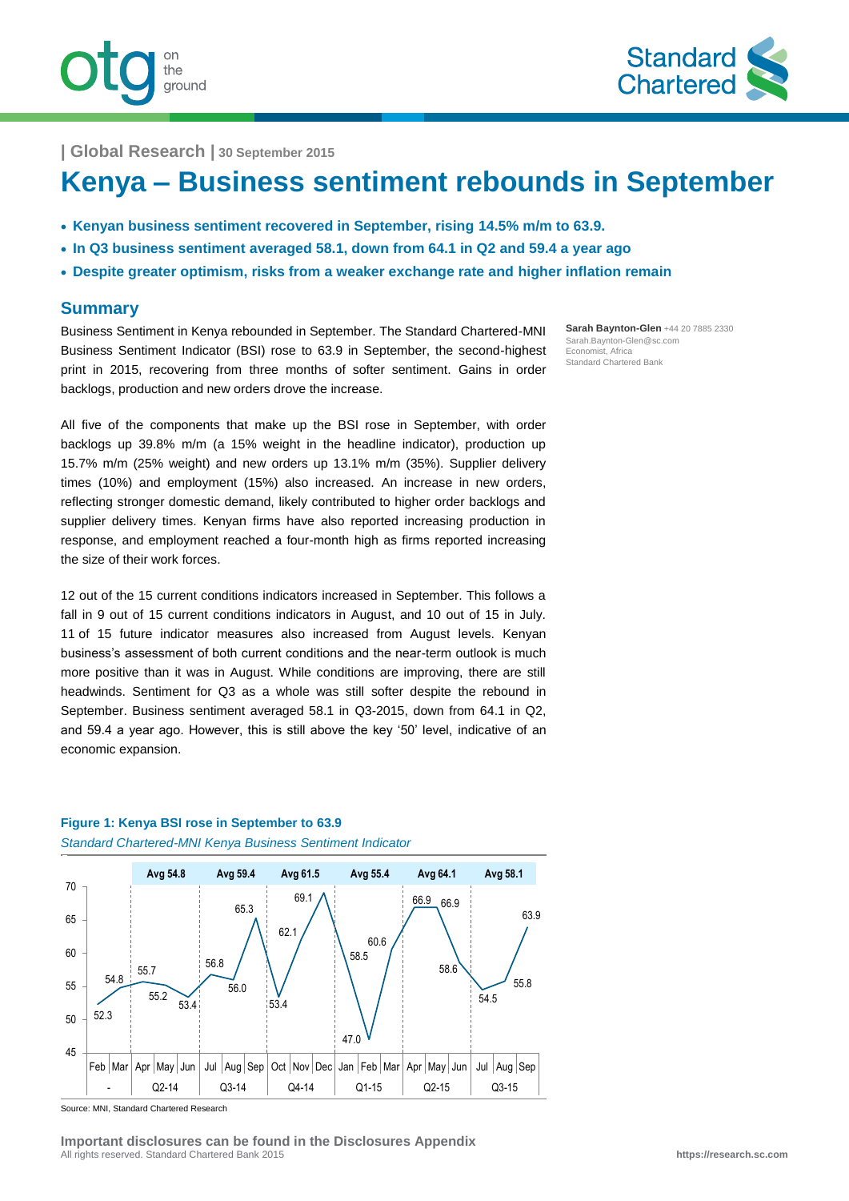| Global Research | 30 September 2015

# Kenya – Business sentiment rebounds in September

- **Kenyan business sentiment recovered in September, rising 14.5% m/m to 63.9.**
- **In Q3 business sentiment averaged 58.1, down from 64.1 in Q2 and 59.4 a year ago**
- **Despite greater optimism, risks from a weaker exchange rate and higher inflation remain**

## Summary

**Sarah Baynton-Glen** +44 20 7885 2330
Sarah.Baynton-Glen@sc.com
Economist, Africa
Standard Chartered Bank

Business Sentiment in Kenya rebounded in September. The Standard Chartered-MNI Business Sentiment Indicator (BSI) rose to 63.9 in September, the second-highest print in 2015, recovering from three months of softer sentiment. Gains in order backlogs, production and new orders drove the increase.

All five of the components that make up the BSI rose in September, with order backlogs up 39.8% m/m (a 15% weight in the headline indicator), production up 15.7% m/m (25% weight) and new orders up 13.1% m/m (35%). Supplier delivery times (10%) and employment (15%) also increased. An increase in new orders, reflecting stronger domestic demand, likely contributed to higher order backlogs and supplier delivery times. Kenyan firms have also reported increasing production in response, and employment reached a four-month high as firms reported increasing the size of their work forces.

12 out of the 15 current conditions indicators increased in September. This follows a fall in 9 out of 15 current conditions indicators in August, and 10 out of 15 in July. 11 of 15 future indicator measures also increased from August levels. Kenyan business's assessment of both current conditions and the near-term outlook is much more positive than it was in August. While conditions are improving, there are still headwinds. Sentiment for Q3 as a whole was still softer despite the rebound in September. Business sentiment averaged 58.1 in Q3-2015, down from 64.1 in Q2, and 59.4 a year ago. However, this is still above the key '50' level, indicative of an economic expansion.

**Figure 1: Kenya BSI rose in September to 63.9**

*Standard Chartered-MNI Kenya Business Sentiment Indicator*

| Quarter | Month | BSI | Quarter average |
|---|---|---|---|
| - | Feb | 52.3 | |
| - | Mar | 54.8 | |
| Q2-14 | Apr | 55.7 | Avg 54.8 |
| | May | 55.2 | |
| | Jun | 53.4 | |
| Q3-14 | Jul | 56.8 | Avg 59.4 |
| | Aug | 56.0 | |
| | Sep | 65.3 | |
| Q4-14 | Oct | 53.4 | Avg 61.5 |
| | Nov | 62.1 | |
| | Dec | 69.1 | |
| Q1-15 | Jan | 58.5 | Avg 55.4 |
| | Feb | 47.0 | |
| | Mar | 60.6 | |
| Q2-15 | Apr | 66.9 | Avg 64.1 |
| | May | 66.9 | |
| | Jun | 58.6 | |
| Q3-15 | Jul | 54.5 | Avg 58.1 |
| | Aug | 55.8 | |
| | Sep | 63.9 | |

Source: MNI, Standard Chartered Research

**Important disclosures can be found in the Disclosures Appendix**
All rights reserved. Standard Chartered Bank 2015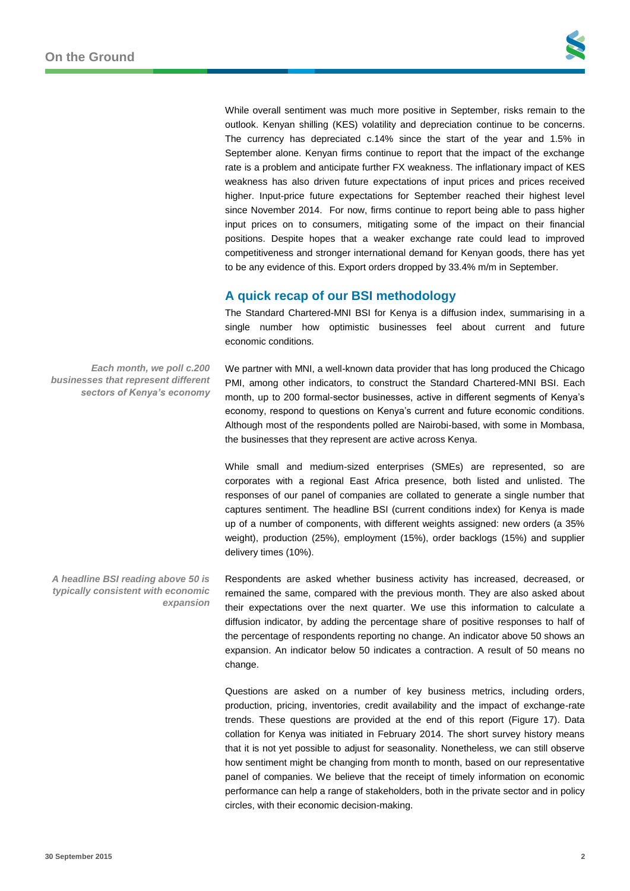While overall sentiment was much more positive in September, risks remain to the outlook. Kenyan shilling (KES) volatility and depreciation continue to be concerns. The currency has depreciated c.14% since the start of the year and 1.5% in September alone. Kenyan firms continue to report that the impact of the exchange rate is a problem and anticipate further FX weakness. The inflationary impact of KES weakness has also driven future expectations of input prices and prices received higher. Input-price future expectations for September reached their highest level since November 2014. For now, firms continue to report being able to pass higher input prices on to consumers, mitigating some of the impact on their financial positions. Despite hopes that a weaker exchange rate could lead to improved competitiveness and stronger international demand for Kenyan goods, there has yet to be any evidence of this. Export orders dropped by 33.4% m/m in September.

## A quick recap of our BSI methodology

The Standard Chartered-MNI BSI for Kenya is a diffusion index, summarising in a single number how optimistic businesses feel about current and future economic conditions.

*Each month, we poll c.200 businesses that represent different sectors of Kenya's economy*

We partner with MNI, a well-known data provider that has long produced the Chicago PMI, among other indicators, to construct the Standard Chartered-MNI BSI. Each month, up to 200 formal-sector businesses, active in different segments of Kenya's economy, respond to questions on Kenya's current and future economic conditions. Although most of the respondents polled are Nairobi-based, with some in Mombasa, the businesses that they represent are active across Kenya.

While small and medium-sized enterprises (SMEs) are represented, so are corporates with a regional East Africa presence, both listed and unlisted. The responses of our panel of companies are collated to generate a single number that captures sentiment. The headline BSI (current conditions index) for Kenya is made up of a number of components, with different weights assigned: new orders (a 35% weight), production (25%), employment (15%), order backlogs (15%) and supplier delivery times (10%).

*A headline BSI reading above 50 is typically consistent with economic expansion*

Respondents are asked whether business activity has increased, decreased, or remained the same, compared with the previous month. They are also asked about their expectations over the next quarter. We use this information to calculate a diffusion indicator, by adding the percentage share of positive responses to half of the percentage of respondents reporting no change. An indicator above 50 shows an expansion. An indicator below 50 indicates a contraction. A result of 50 means no change.

Questions are asked on a number of key business metrics, including orders, production, pricing, inventories, credit availability and the impact of exchange-rate trends. These questions are provided at the end of this report (Figure 17). Data collation for Kenya was initiated in February 2014. The short survey history means that it is not yet possible to adjust for seasonality. Nonetheless, we can still observe how sentiment might be changing from month to month, based on our representative panel of companies. We believe that the receipt of timely information on economic performance can help a range of stakeholders, both in the private sector and in policy circles, with their economic decision-making.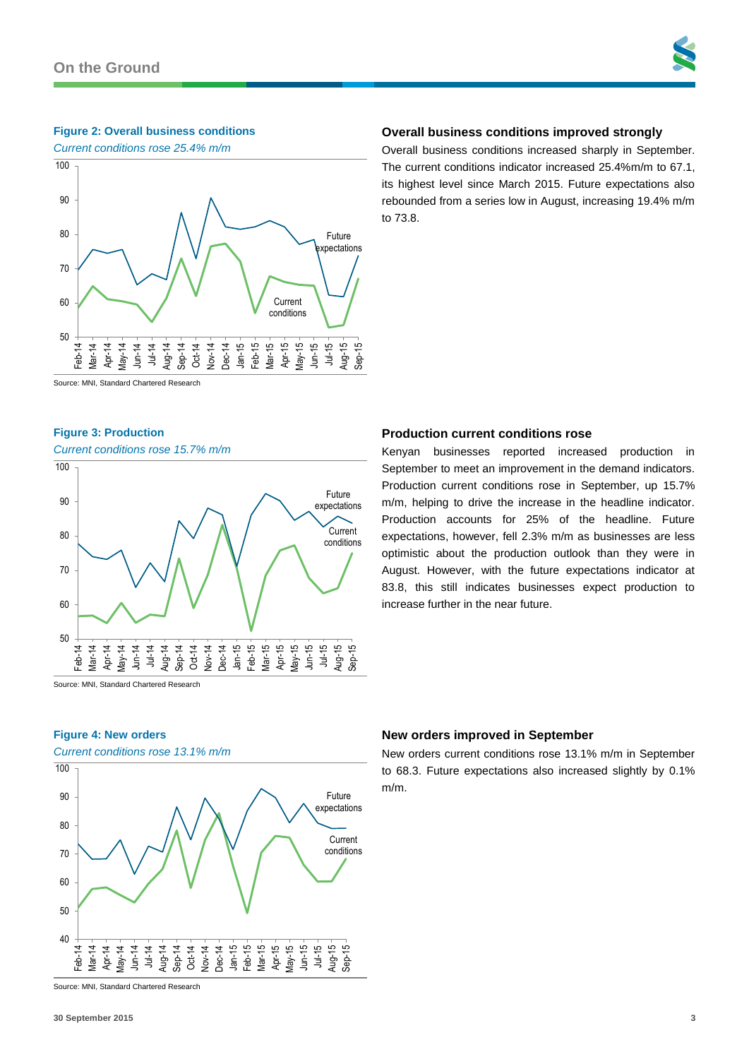**Figure 2: Overall business conditions**

*Current conditions rose 25.4% m/m*

Source: MNI, Standard Chartered Research

## Overall business conditions improved strongly

Overall business conditions increased sharply in September. The current conditions indicator increased 25.4%m/m to 67.1, its highest level since March 2015. Future expectations also rebounded from a series low in August, increasing 19.4% m/m to 73.8.

**Figure 3: Production**

*Current conditions rose 15.7% m/m*

Source: MNI, Standard Chartered Research

## Production current conditions rose

Kenyan businesses reported increased production in September to meet an improvement in the demand indicators. Production current conditions rose in September, up 15.7% m/m, helping to drive the increase in the headline indicator. Production accounts for 25% of the headline. Future expectations, however, fell 2.3% m/m as businesses are less optimistic about the production outlook than they were in August. However, with the future expectations indicator at 83.8, this still indicates businesses expect production to increase further in the near future.

**Figure 4: New orders**

*Current conditions rose 13.1% m/m*

Source: MNI, Standard Chartered Research

## New orders improved in September

New orders current conditions rose 13.1% m/m in September to 68.3. Future expectations also increased slightly by 0.1% m/m.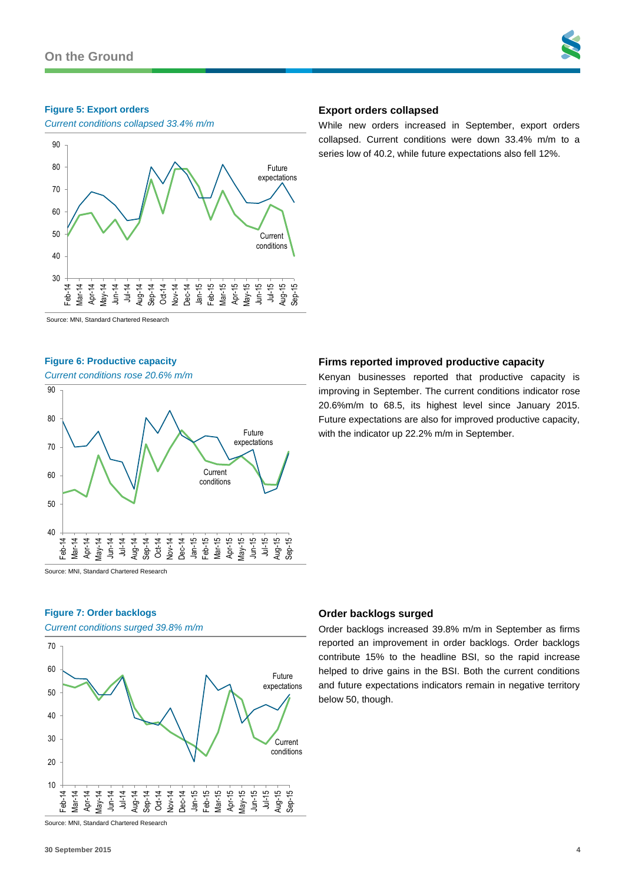**Figure 5: Export orders**

*Current conditions collapsed 33.4% m/m*

Source: MNI, Standard Chartered Research

## Export orders collapsed

While new orders increased in September, export orders collapsed. Current conditions were down 33.4% m/m to a series low of 40.2, while future expectations also fell 12%.

**Figure 6: Productive capacity**

*Current conditions rose 20.6% m/m*

Source: MNI, Standard Chartered Research

## Firms reported improved productive capacity

Kenyan businesses reported that productive capacity is improving in September. The current conditions indicator rose 20.6%m/m to 68.5, its highest level since January 2015. Future expectations are also for improved productive capacity, with the indicator up 22.2% m/m in September.

**Figure 7: Order backlogs**

*Current conditions surged 39.8% m/m*

Source: MNI, Standard Chartered Research

## Order backlogs surged

Order backlogs increased 39.8% m/m in September as firms reported an improvement in order backlogs. Order backlogs contribute 15% to the headline BSI, so the rapid increase helped to drive gains in the BSI. Both the current conditions and future expectations indicators remain in negative territory below 50, though.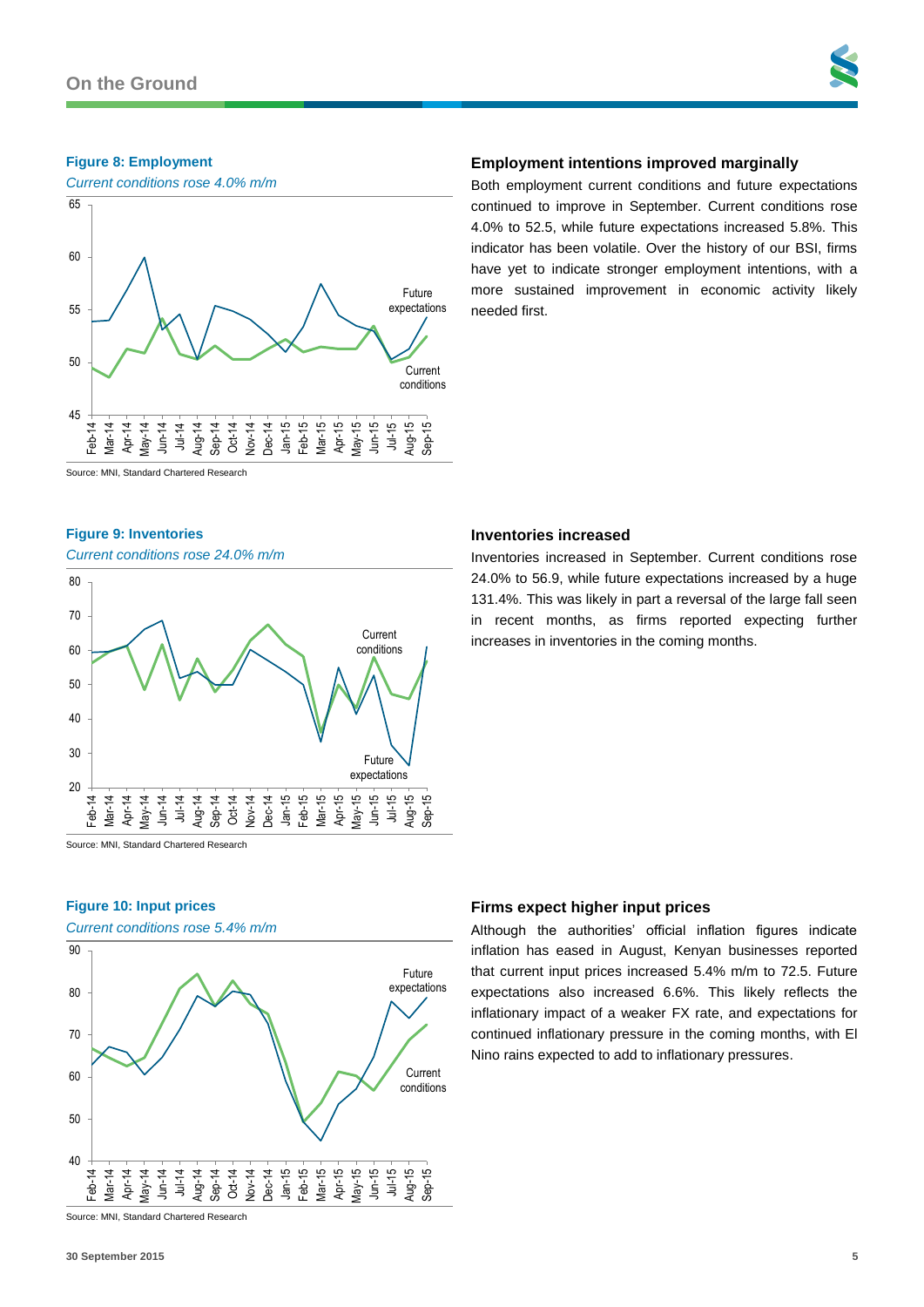**Figure 8: Employment**

*Current conditions rose 4.0% m/m*

Source: MNI, Standard Chartered Research

### Employment intentions improved marginally

Both employment current conditions and future expectations continued to improve in September. Current conditions rose 4.0% to 52.5, while future expectations increased 5.8%. This indicator has been volatile. Over the history of our BSI, firms have yet to indicate stronger employment intentions, with a more sustained improvement in economic activity likely needed first.

**Figure 9: Inventories**

*Current conditions rose 24.0% m/m*

Source: MNI, Standard Chartered Research

### Inventories increased

Inventories increased in September. Current conditions rose 24.0% to 56.9, while future expectations increased by a huge 131.4%. This was likely in part a reversal of the large fall seen in recent months, as firms reported expecting further increases in inventories in the coming months.

**Figure 10: Input prices**

*Current conditions rose 5.4% m/m*

Source: MNI, Standard Chartered Research

### Firms expect higher input prices

Although the authorities' official inflation figures indicate inflation has eased in August, Kenyan businesses reported that current input prices increased 5.4% m/m to 72.5. Future expectations also increased 6.6%. This likely reflects the inflationary impact of a weaker FX rate, and expectations for continued inflationary pressure in the coming months, with El Nino rains expected to add to inflationary pressures.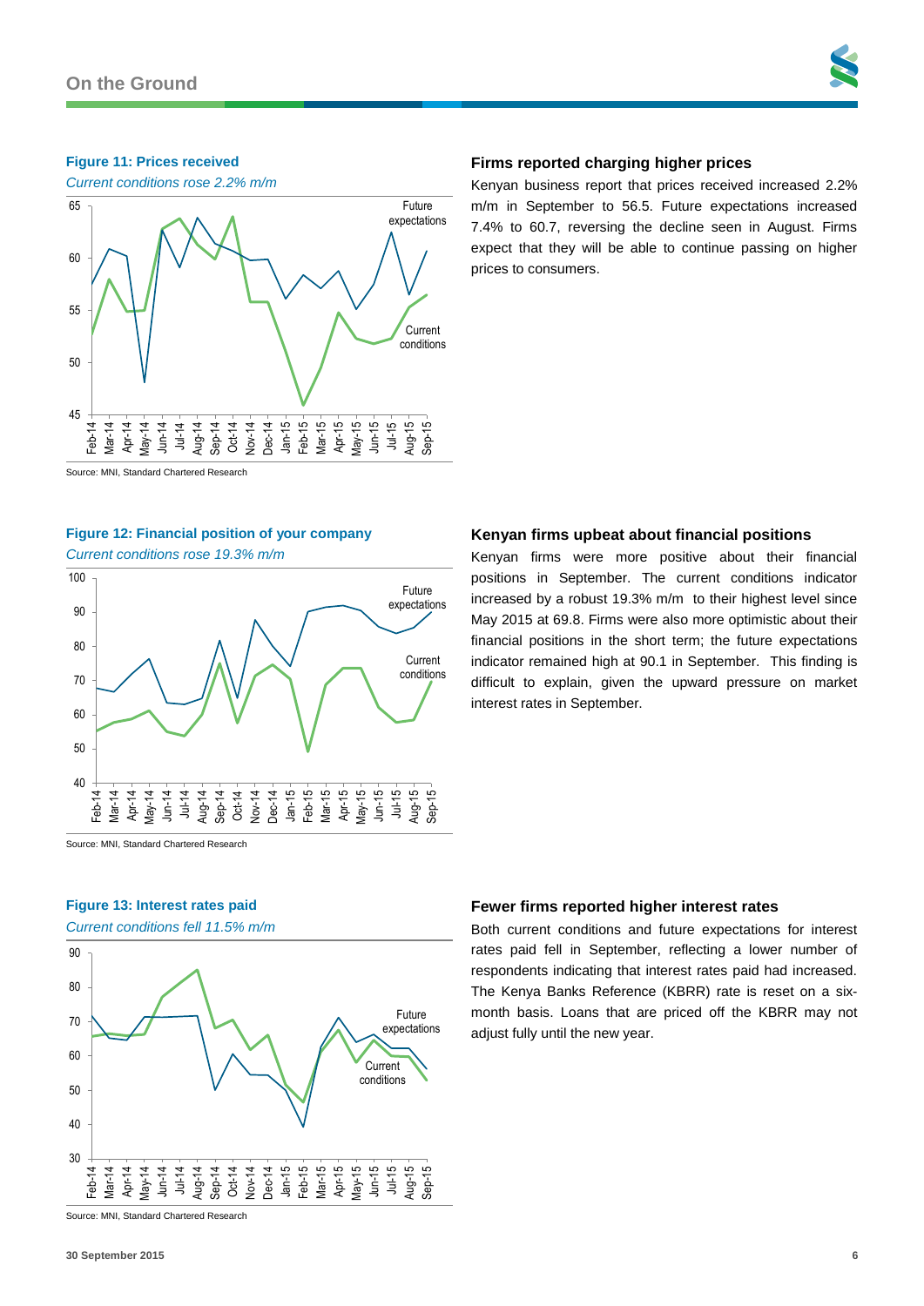**Figure 11: Prices received**

*Current conditions rose 2.2% m/m*

Source: MNI, Standard Chartered Research

### Firms reported charging higher prices

Kenyan business report that prices received increased 2.2% m/m in September to 56.5. Future expectations increased 7.4% to 60.7, reversing the decline seen in August. Firms expect that they will be able to continue passing on higher prices to consumers.

**Figure 12: Financial position of your company**

*Current conditions rose 19.3% m/m*

Source: MNI, Standard Chartered Research

### Kenyan firms upbeat about financial positions

Kenyan firms were more positive about their financial positions in September. The current conditions indicator increased by a robust 19.3% m/m to their highest level since May 2015 at 69.8. Firms were also more optimistic about their financial positions in the short term; the future expectations indicator remained high at 90.1 in September. This finding is difficult to explain, given the upward pressure on market interest rates in September.

**Figure 13: Interest rates paid**

*Current conditions fell 11.5% m/m*

Source: MNI, Standard Chartered Research

### Fewer firms reported higher interest rates

Both current conditions and future expectations for interest rates paid fell in September, reflecting a lower number of respondents indicating that interest rates paid had increased. The Kenya Banks Reference (KBRR) rate is reset on a six-month basis. Loans that are priced off the KBRR may not adjust fully until the new year.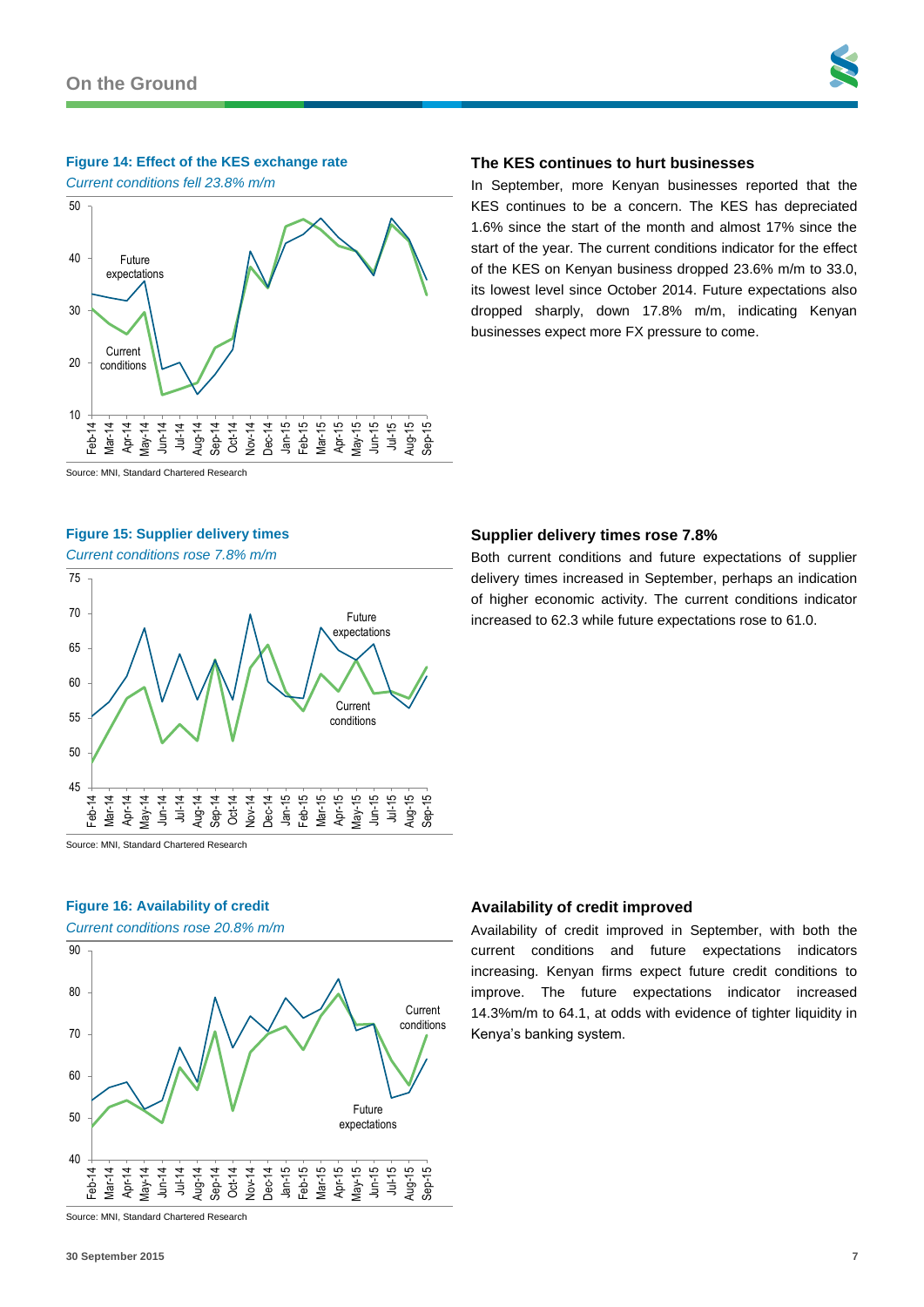#### Figure 14: Effect of the KES exchange rate

*Current conditions fell 23.8% m/m*

Source: MNI, Standard Chartered Research

### The KES continues to hurt businesses

In September, more Kenyan businesses reported that the KES continues to be a concern. The KES has depreciated 1.6% since the start of the month and almost 17% since the start of the year. The current conditions indicator for the effect of the KES on Kenyan business dropped 23.6% m/m to 33.0, its lowest level since October 2014. Future expectations also dropped sharply, down 17.8% m/m, indicating Kenyan businesses expect more FX pressure to come.

#### Figure 15: Supplier delivery times

*Current conditions rose 7.8% m/m*

Source: MNI, Standard Chartered Research

### Supplier delivery times rose 7.8%

Both current conditions and future expectations of supplier delivery times increased in September, perhaps an indication of higher economic activity. The current conditions indicator increased to 62.3 while future expectations rose to 61.0.

#### Figure 16: Availability of credit

*Current conditions rose 20.8% m/m*

Source: MNI, Standard Chartered Research

### Availability of credit improved

Availability of credit improved in September, with both the current conditions and future expectations indicators increasing. Kenyan firms expect future credit conditions to improve. The future expectations indicator increased 14.3%m/m to 64.1, at odds with evidence of tighter liquidity in Kenya's banking system.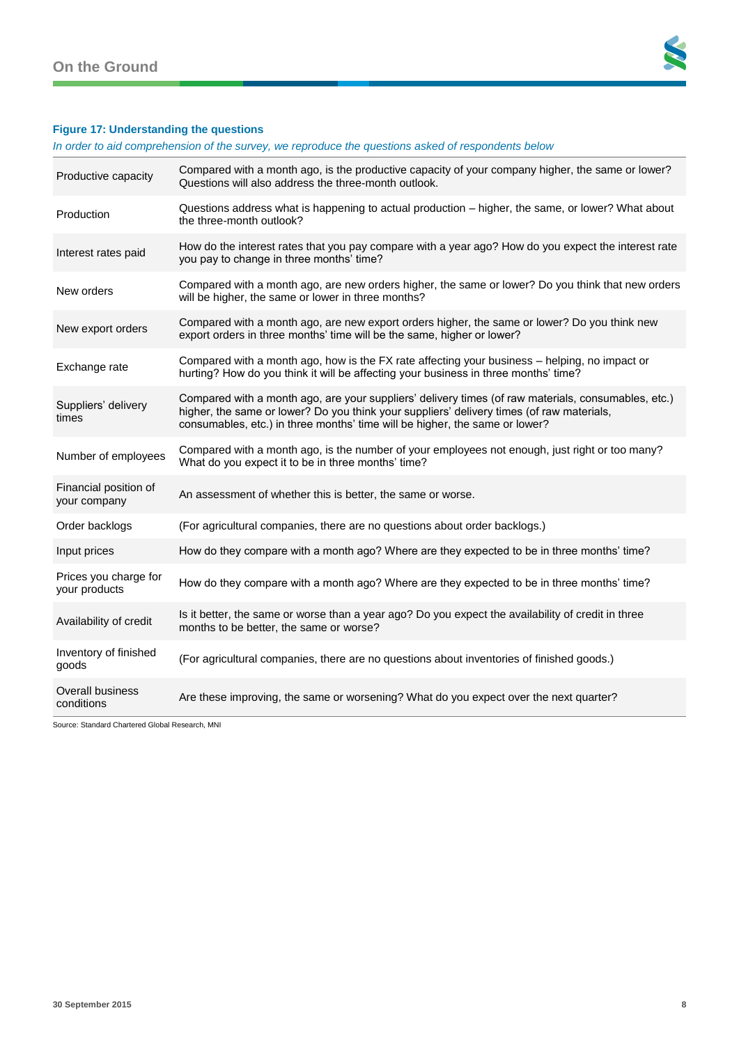**Figure 17: Understanding the questions**

*In order to aid comprehension of the survey, we reproduce the questions asked of respondents below*

| | |
|---|---|
| Productive capacity | Compared with a month ago, is the productive capacity of your company higher, the same or lower? Questions will also address the three-month outlook. |
| Production | Questions address what is happening to actual production – higher, the same, or lower? What about the three-month outlook? |
| Interest rates paid | How do the interest rates that you pay compare with a year ago? How do you expect the interest rate you pay to change in three months' time? |
| New orders | Compared with a month ago, are new orders higher, the same or lower? Do you think that new orders will be higher, the same or lower in three months? |
| New export orders | Compared with a month ago, are new export orders higher, the same or lower? Do you think new export orders in three months' time will be the same, higher or lower? |
| Exchange rate | Compared with a month ago, how is the FX rate affecting your business – helping, no impact or hurting? How do you think it will be affecting your business in three months' time? |
| Suppliers' delivery times | Compared with a month ago, are your suppliers' delivery times (of raw materials, consumables, etc.) higher, the same or lower? Do you think your suppliers' delivery times (of raw materials, consumables, etc.) in three months' time will be higher, the same or lower? |
| Number of employees | Compared with a month ago, is the number of your employees not enough, just right or too many? What do you expect it to be in three months' time? |
| Financial position of your company | An assessment of whether this is better, the same or worse. |
| Order backlogs | (For agricultural companies, there are no questions about order backlogs.) |
| Input prices | How do they compare with a month ago? Where are they expected to be in three months' time? |
| Prices you charge for your products | How do they compare with a month ago? Where are they expected to be in three months' time? |
| Availability of credit | Is it better, the same or worse than a year ago? Do you expect the availability of credit in three months to be better, the same or worse? |
| Inventory of finished goods | (For agricultural companies, there are no questions about inventories of finished goods.) |
| Overall business conditions | Are these improving, the same or worsening? What do you expect over the next quarter? |

Source: Standard Chartered Global Research, MNI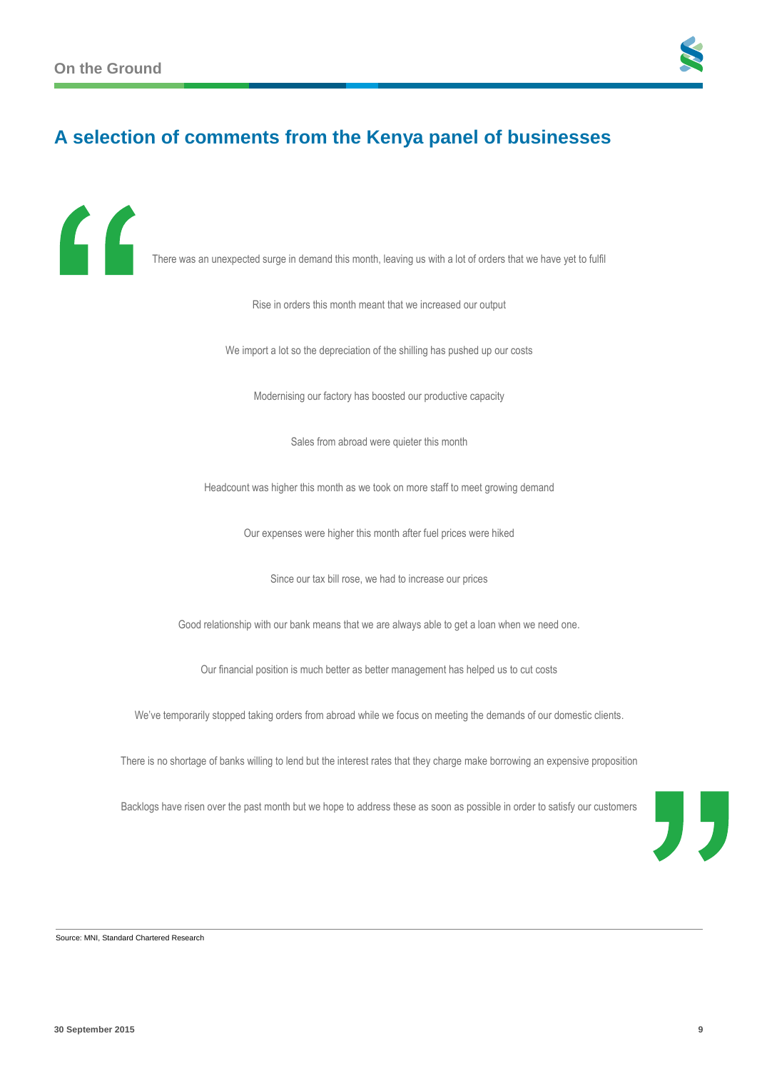## A selection of comments from the Kenya panel of businesses

"There was an unexpected surge in demand this month, leaving us with a lot of orders that we have yet to fulfil

Rise in orders this month meant that we increased our output

We import a lot so the depreciation of the shilling has pushed up our costs

Modernising our factory has boosted our productive capacity

Sales from abroad were quieter this month

Headcount was higher this month as we took on more staff to meet growing demand

Our expenses were higher this month after fuel prices were hiked

Since our tax bill rose, we had to increase our prices

Good relationship with our bank means that we are always able to get a loan when we need one.

Our financial position is much better as better management has helped us to cut costs

We've temporarily stopped taking orders from abroad while we focus on meeting the demands of our domestic clients.

There is no shortage of banks willing to lend but the interest rates that they charge make borrowing an expensive proposition

Backlogs have risen over the past month but we hope to address these as soon as possible in order to satisfy our customers"

Source: MNI, Standard Chartered Research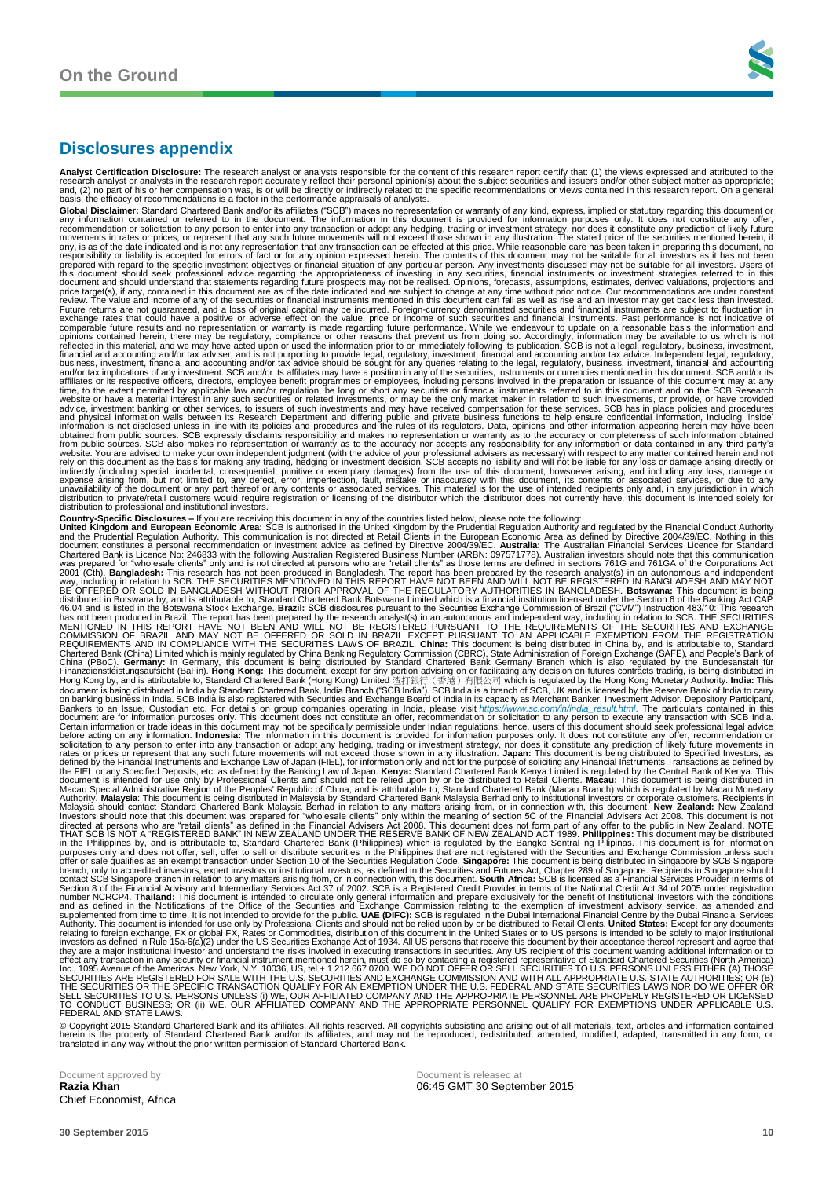## Disclosures appendix

**Analyst Certification Disclosure:** The research analyst or analysts responsible for the content of this research report certify that: (1) the views expressed and attributed to the research analyst or analysts in the research report accurately reflect their personal opinion(s) about the subject securities and issuers and/or other subject matter as appropriate; and, (2) no part of his or her compensation was, is or will be directly or indirectly related to the specific recommendations or views contained in this research report. On a general basis, the efficacy of recommendations is a factor in the performance appraisals of analysts.

**Global Disclaimer:** Standard Chartered Bank and/or its affiliates ("SCB") makes no representation or warranty of any kind, express, implied or statutory regarding this document or any information contained or referred to in the document. The information in this document is provided for information purposes only. It does not constitute any offer, recommendation or solicitation to any person to enter into any transaction or adopt any hedging, trading or investment strategy, nor does it constitute any prediction of likely future movements in rates or prices, or represent that any such future movements will not exceed those shown in any illustration. The stated price of the securities mentioned herein, if any, is as of the date indicated and is not any representation that any transaction can be effected at this price. While reasonable care has been taken in preparing this document, no responsibility or liability is accepted for errors of fact or for any opinion expressed herein. The contents of this document may not be suitable for all investors as it has not been prepared with regard to the specific investment objectives or financial situation of any particular person. Any investments discussed may not be suitable for all investors. Users of this document should seek professional advice regarding the appropriateness of investing in any securities, financial instruments or investment strategies referred to in this document and should understand that statements regarding future prospects may not be realised. Opinions, forecasts, assumptions, estimates, derived valuations, projections and price target(s), if any, contained in this document are as of the date indicated and are subject to change at any time without prior notice. Our recommendations are under constant review. The value and income of any of the securities or financial instruments mentioned in this document can fall as well as rise and an investor may get back less than invested. Future returns are not guaranteed, and a loss of original capital may be incurred. Foreign-currency denominated securities and financial instruments are subject to fluctuation in exchange rates that could have a positive or adverse effect on the value, price or income of such securities and financial instruments. Past performance is not indicative of comparable future results and no representation or warranty is made regarding future performance. While we endeavour to update on a reasonable basis the information and opinions contained herein, there may be regulatory, compliance or other reasons that prevent us from doing so. Accordingly, information may be available to us which is not reflected in this material, and we may have acted upon or used the information prior to or immediately following its publication. SCB is not a legal, regulatory, business, investment, financial and accounting and/or tax adviser, and is not purporting to provide legal, regulatory, investment, financial and accounting and/or tax advice. Independent legal, regulatory, business, investment, financial and accounting and/or tax advice should be sought for any queries relating to the legal, regulatory, business, investment, financial and accounting and/or tax implications of any investment. SCB and/or its affiliates may have a position in any of the securities, instruments or currencies mentioned in this document. SCB and/or its affiliates or its respective officers, directors, employee benefit programmes or employees, including persons involved in the preparation or issuance of this document may at any time, to the extent permitted by applicable law and/or regulation, be long or short any securities or financial instruments referred to in this document and on the SCB Research website or have a material interest in any such securities or related investments, or may be the only market maker in relation to such investments, or provide, or have provided advice, investment banking or other services, to issuers of such investments and may have received compensation for these services. SCB has in place policies and procedures and physical information walls between its Research Department and differing public and private business functions to help ensure confidential information, including 'inside' information is not disclosed unless in line with its policies and procedures and the rules of its regulators. Data, opinions and other information appearing herein may have been obtained from public sources. SCB expressly disclaims responsibility and makes no representation or warranty as to the accuracy or completeness of such information obtained from public sources. SCB also makes no representation or warranty as to the accuracy nor accepts any responsibility for any information or data contained in any third party's website. You are advised to make your own independent judgment (with the advice of your professional advisers as necessary) with respect to any matter contained herein and not rely on this document as the basis for making any trading, hedging or investment decision. SCB accepts no liability and will not be liable for any loss or damage arising directly or indirectly (including special, incidental, consequential, punitive or exemplary damages) from the use of this document, howsoever arising, and including any loss, damage or expense arising from, but not limited to, any defect, error, imperfection, fault, mistake or inaccuracy with this document, its contents or associated services, or due to any unavailability of the document or any part thereof or any contents or associated services. This material is for the use of intended recipients only and, in any jurisdiction in which distribution to private/retail customers would require registration or licensing of the distributor which the distributor does not currently have, this document is intended solely for distribution to professional and institutional investors.

**Country-Specific Disclosures –** If you are receiving this document in any of the countries listed below, please note the following:
**United Kingdom and European Economic Area:** SCB is authorised in the United Kingdom by the Prudential Regulation Authority and regulated by the Financial Conduct Authority and the Prudential Regulation Authority. This communication is not directed at Retail Clients in the European Economic Area as defined by Directive 2004/39/EC. Nothing in this document constitutes a personal recommendation or investment advice as defined by Directive 2004/39/EC. **Australia:** The Australian Financial Services Licence for Standard Chartered Bank is Licence No: 246833 with the following Australian Registered Business Number (ARBN: 097571778). Australian investors should note that this communication was prepared for "wholesale clients" only and is not directed at persons who are "retail clients" as those terms are defined in sections 761G and 761GA of the Corporations Act 2001 (Cth). **Bangladesh:** This research has not been produced in Bangladesh. The report has been prepared by the research analyst(s) in an autonomous and independent way, including in relation to SCB. THE SECURITIES MENTIONED IN THIS REPORT HAVE NOT BEEN AND WILL NOT BE REGISTERED IN BANGLADESH AND MAY NOT BE OFFERED OR SOLD IN BANGLADESH WITHOUT PRIOR APPROVAL OF THE REGULATORY AUTHORITIES IN BANGLADESH. **Botswana:** This document is being distributed in Botswana by, and is attributable to, Standard Chartered Bank Botswana Limited which is a financial institution licensed under the Section 6 of the Banking Act CAP 46.04 and is listed in the Botswana Stock Exchange. **Brazil:** SCB disclosures pursuant to the Securities Exchange Commission of Brazil ("CVM") Instruction 483/10: This research has not been produced in Brazil. The report has been prepared by the research analyst(s) in an autonomous and independent way, including in relation to SCB. THE SECURITIES MENTIONED IN THIS REPORT HAVE NOT BEEN AND WILL NOT BE REGISTERED PURSUANT TO THE REQUIREMENTS OF THE SECURITIES AND EXCHANGE COMMISSION OF BRAZIL AND MAY NOT BE OFFERED OR SOLD IN BRAZIL EXCEPT PURSUANT TO AN APPLICABLE EXEMPTION FROM THE REGISTRATION REQUIREMENTS AND IN COMPLIANCE WITH THE SECURITIES LAWS OF BRAZIL. **China:** This document is being distributed in China by, and is attributable to, Standard Chartered Bank (China) Limited which is mainly regulated by China Banking Regulatory Commission (CBRC), State Administration of Foreign Exchange (SAFE), and People's Bank of China (PBoC). **Germany:** In Germany, this document is being distributed by Standard Chartered Bank Germany Branch which is also regulated by the Bundesanstalt für Finanzdienstleistungsaufsicht (BaFin). **Hong Kong:** This document, except for any portion advising on or facilitating any decision on futures contracts trading, is being distributed in Hong Kong by, and is attributable to, Standard Chartered Bank (Hong Kong) Limited 渣打銀行（香港）有限公司 which is regulated by the Hong Kong Monetary Authority. **India:** This document is being distributed in India by Standard Chartered Bank, India Branch ("SCB India"). SCB India is a branch of SCB, UK and is licensed by the Reserve Bank of India to carry on banking business in India. SCB India is also registered with Securities and Exchange Board of India in its capacity as Merchant Banker, Investment Advisor, Depository Participant, Bankers to an Issue, Custodian etc. For details on group companies operating in India, please visit *https://www.sc.com/in/india_result.html*. The particulars contained in this document are for information purposes only. This document does not constitute an offer, recommendation or solicitation to any person to execute any transaction with SCB India. Certain information or trade ideas in this document may not be specifically permissible under Indian regulations; hence, users of this document should seek professional legal advice before acting on any information. **Indonesia:** The information in this document is provided for information purposes only. It does not constitute any offer, recommendation or solicitation to any person to enter into any transaction or adopt any hedging, trading or investment strategy, nor does it constitute any prediction of likely future movements in rates or prices or represent that any such future movements will not exceed those shown in any illustration. **Japan:** This document is being distributed to Specified Investors, as defined by the Financial Instruments and Exchange Law of Japan (FIEL), for information only and not for the purpose of soliciting any Financial Instruments Transactions as defined by the FIEL or any Specified Deposits, etc. as defined by the Banking Law of Japan. **Kenya:** Standard Chartered Bank Kenya Limited is regulated by the Central Bank of Kenya. This document is intended for use only by Professional Clients and should not be relied upon by or be distributed to Retail Clients. **Macau:** This document is being distributed in Macau Special Administrative Region of the Peoples' Republic of China, and is attributable to, Standard Chartered Bank (Macau Branch) which is regulated by Macau Monetary Authority. **Malaysia**: This document is being distributed in Malaysia by Standard Chartered Bank Malaysia Berhad only to institutional investors or corporate customers. Recipients in Malaysia should contact Standard Chartered Bank Malaysia Berhad in relation to any matters arising from, or in connection with, this document. **New Zealand:** New Zealand Investors should note that this document was prepared for "wholesale clients" only within the meaning of section 5C of the Financial Advisers Act 2008. This document is not directed at persons who are "retail clients" as defined in the Financial Advisers Act 2008. This document does not form part of any offer to the public in New Zealand. NOTE THAT SCB IS NOT A "REGISTERED BANK" IN NEW ZEALAND UNDER THE RESERVE BANK OF NEW ZEALAND ACT 1989. **Philippines:** This document may be distributed in the Philippines by, and is attributable to, Standard Chartered Bank (Philippines) which is regulated by the Bangko Sentral ng Pilipinas. This document is for information purposes only and does not offer, sell, offer to sell or distribute securities in the Philippines that are not registered with the Securities and Exchange Commission unless such offer or sale qualifies as an exempt transaction under Section 10 of the Securities Regulation Code. **Singapore:** This document is being distributed in Singapore by SCB Singapore branch, only to accredited investors, expert investors or institutional investors, as defined in the Securities and Futures Act, Chapter 289 of Singapore. Recipients in Singapore should contact SCB Singapore branch in relation to any matters arising from, or in connection with, this document. **South Africa:** SCB is licensed as a Financial Services Provider in terms of Section 8 of the Financial Advisory and Intermediary Services Act 37 of 2002. SCB is a Registered Credit Provider in terms of the National Credit Act 34 of 2005 under registration number NCRCP4. **Thailand:** This document is intended to circulate only general information and prepare exclusively for the benefit of Institutional Investors with the conditions and as defined in the Notifications of the Office of the Securities and Exchange Commission relating to the exemption of investment advisory service, as amended and supplemented from time to time. It is not intended to provide for the public. **UAE (DIFC):** SCB is regulated in the Dubai International Financial Centre by the Dubai Financial Services Authority. This document is intended for use only by Professional Clients and should not be relied upon by or be distributed to Retail Clients. **United States:** Except for any documents relating to foreign exchange, FX or global FX, Rates or Commodities, distribution of this document in the United States or to US persons is intended to be solely to major institutional investors as defined in Rule 15a-6(a)(2) under the US Securities Exchange Act of 1934. All US persons that receive this document by their acceptance thereof represent and agree that they are a major institutional investor and understand the risks involved in executing transactions in securities. Any US recipient of this document wanting additional information or to effect any transaction in any security or financial instrument mentioned herein, must do so by contacting a registered representative of Standard Chartered Securities (North America) Inc., 1095 Avenue of the Americas, New York, N.Y. 10036, US, tel + 1 212 667 0700. WE DO NOT OFFER OR SELL SECURITIES TO U.S. PERSONS UNLESS EITHER (A) THOSE SECURITIES ARE REGISTERED FOR SALE WITH THE U.S. SECURITIES AND EXCHANGE COMMISSION AND WITH ALL APPROPRIATE U.S. STATE AUTHORITIES; OR (B) THE SECURITIES OR THE SPECIFIC TRANSACTION QUALIFY FOR AN EXEMPTION UNDER THE U.S. FEDERAL AND STATE SECURITIES LAWS NOR DO WE OFFER OR SELL SECURITIES TO U.S. PERSONS UNLESS (i) WE, OUR AFFILIATED COMPANY AND THE APPROPRIATE PERSONNEL ARE PROPERLY REGISTERED OR LICENSED TO CONDUCT BUSINESS; OR (ii) WE, OUR AFFILIATED COMPANY AND THE APPROPRIATE PERSONNEL QUALIFY FOR EXEMPTIONS UNDER APPLICABLE U.S. FEDERAL AND STATE LAWS.

© Copyright 2015 Standard Chartered Bank and its affiliates. All rights reserved. All copyrights subsisting and arising out of all materials, text, articles and information contained herein is the property of Standard Chartered Bank and/or its affiliates, and may not be reproduced, redistributed, amended, modified, adapted, transmitted in any form, or translated in any way without the prior written permission of Standard Chartered Bank.

Document approved by
**Razia Khan**
Chief Economist, Africa

Document is released at
06:45 GMT 30 September 2015